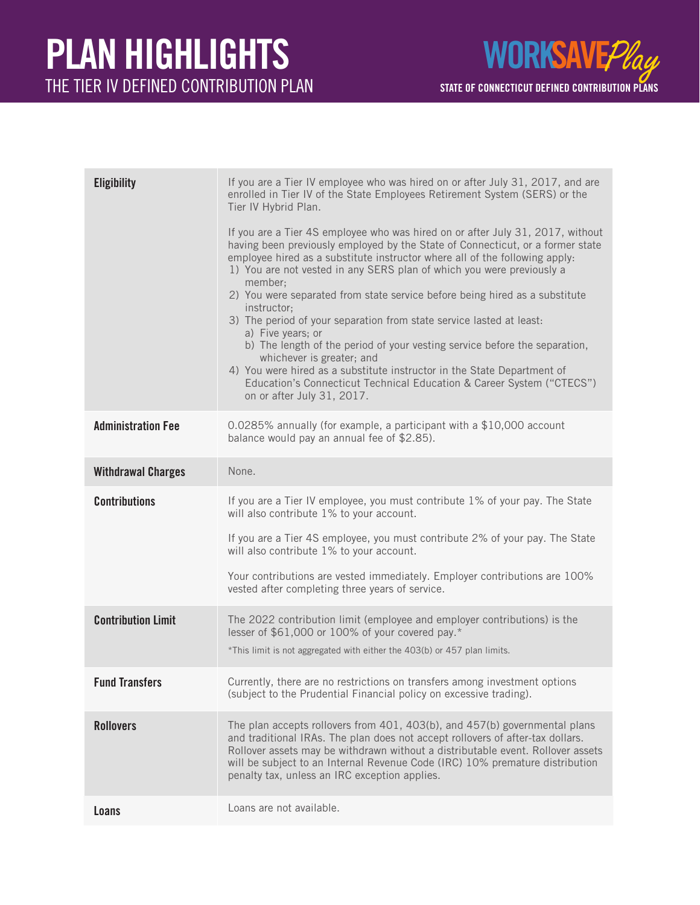# PLAN HIGHLIGHTS

## THE TIER IV DEFINED CONTRIBUTION PLAN

WORKSAVEPlay

STATE OF CONNECTICUT DEFINED CONTRIBUTION PLANS

| | |
|---|---|
| **Eligibility** | If you are a Tier IV employee who was hired on or after July 31, 2017, and are enrolled in Tier IV of the State Employees Retirement System (SERS) or the Tier IV Hybrid Plan.<br><br>If you are a Tier 4S employee who was hired on or after July 31, 2017, without having been previously employed by the State of Connecticut, or a former state employee hired as a substitute instructor where all of the following apply:<br>1) You are not vested in any SERS plan of which you were previously a member;<br>2) You were separated from state service before being hired as a substitute instructor;<br>3) The period of your separation from state service lasted at least:<br>a) Five years; or<br>b) The length of the period of your vesting service before the separation, whichever is greater; and<br>4) You were hired as a substitute instructor in the State Department of Education's Connecticut Technical Education & Career System ("CTECS") on or after July 31, 2017. |
| **Administration Fee** | 0.0285% annually (for example, a participant with a $10,000 account balance would pay an annual fee of $2.85). |
| **Withdrawal Charges** | None. |
| **Contributions** | If you are a Tier IV employee, you must contribute 1% of your pay. The State will also contribute 1% to your account.<br><br>If you are a Tier 4S employee, you must contribute 2% of your pay. The State will also contribute 1% to your account.<br><br>Your contributions are vested immediately. Employer contributions are 100% vested after completing three years of service. |
| **Contribution Limit** | The 2022 contribution limit (employee and employer contributions) is the lesser of $61,000 or 100% of your covered pay.*<br><br>*This limit is not aggregated with either the 403(b) or 457 plan limits. |
| **Fund Transfers** | Currently, there are no restrictions on transfers among investment options (subject to the Prudential Financial policy on excessive trading). |
| **Rollovers** | The plan accepts rollovers from 401, 403(b), and 457(b) governmental plans and traditional IRAs. The plan does not accept rollovers of after-tax dollars. Rollover assets may be withdrawn without a distributable event. Rollover assets will be subject to an Internal Revenue Code (IRC) 10% premature distribution penalty tax, unless an IRC exception applies. |
| **Loans** | Loans are not available. |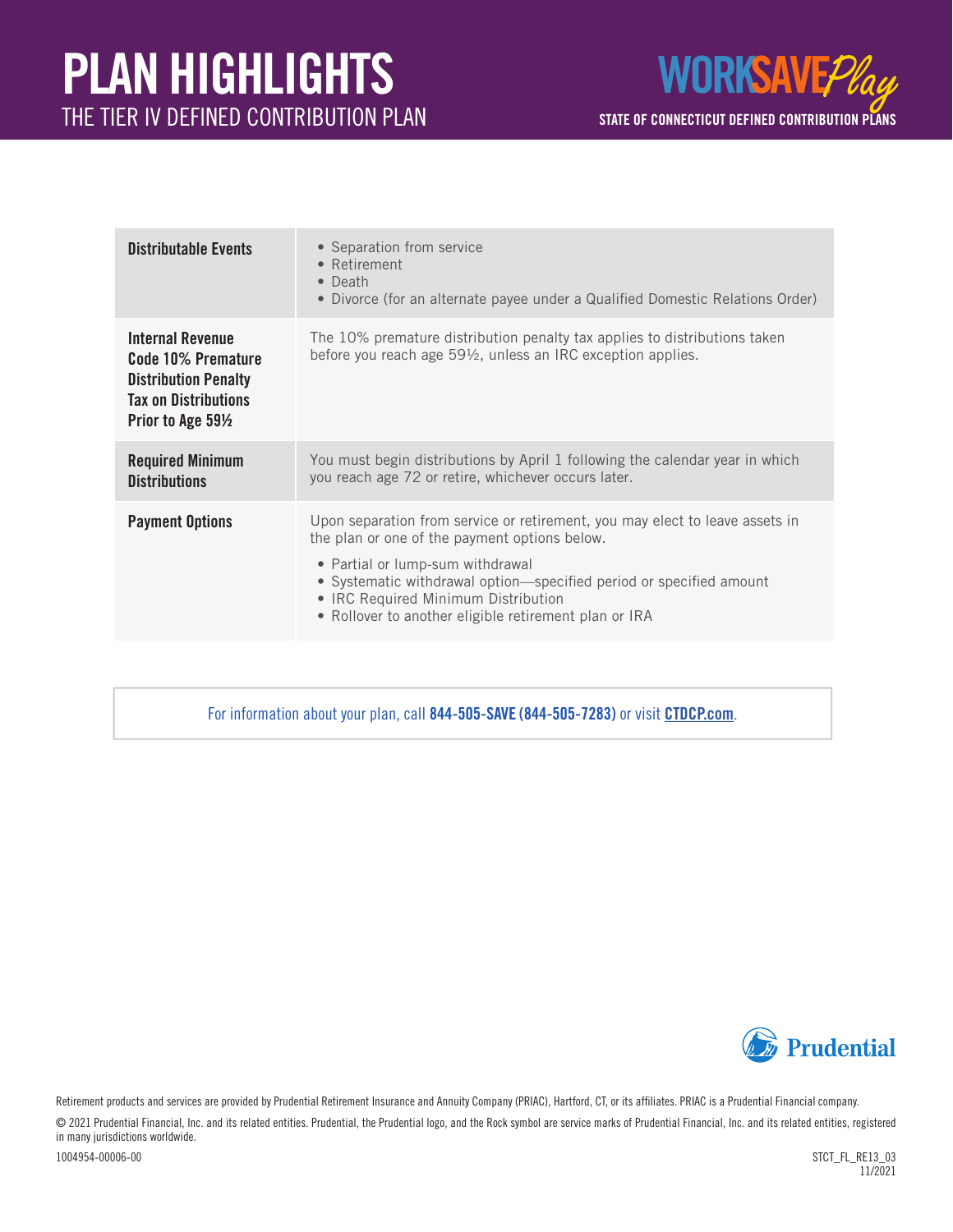# PLAN HIGHLIGHTS

THE TIER IV DEFINED CONTRIBUTION PLAN

WORKSAVE*Play*

STATE OF CONNECTICUT DEFINED CONTRIBUTION PLANS

| | |
|---|---|
| **Distributable Events** | • Separation from service<br>• Retirement<br>• Death<br>• Divorce (for an alternate payee under a Qualified Domestic Relations Order) |
| **Internal Revenue Code 10% Premature Distribution Penalty Tax on Distributions Prior to Age 59½** | The 10% premature distribution penalty tax applies to distributions taken before you reach age 59½, unless an IRC exception applies. |
| **Required Minimum Distributions** | You must begin distributions by April 1 following the calendar year in which you reach age 72 or retire, whichever occurs later. |
| **Payment Options** | Upon separation from service or retirement, you may elect to leave assets in the plan or one of the payment options below.<br>• Partial or lump-sum withdrawal<br>• Systematic withdrawal option—specified period or specified amount<br>• IRC Required Minimum Distribution<br>• Rollover to another eligible retirement plan or IRA |

For information about your plan, call **844-505-SAVE (844-505-7283)** or visit **CTDCP.com**.

Prudential

Retirement products and services are provided by Prudential Retirement Insurance and Annuity Company (PRIAC), Hartford, CT, or its affiliates. PRIAC is a Prudential Financial company.

© 2021 Prudential Financial, Inc. and its related entities. Prudential, the Prudential logo, and the Rock symbol are service marks of Prudential Financial, Inc. and its related entities, registered in many jurisdictions worldwide.

1004954-00006-00

STCT_FL_RE13_03
11/2021